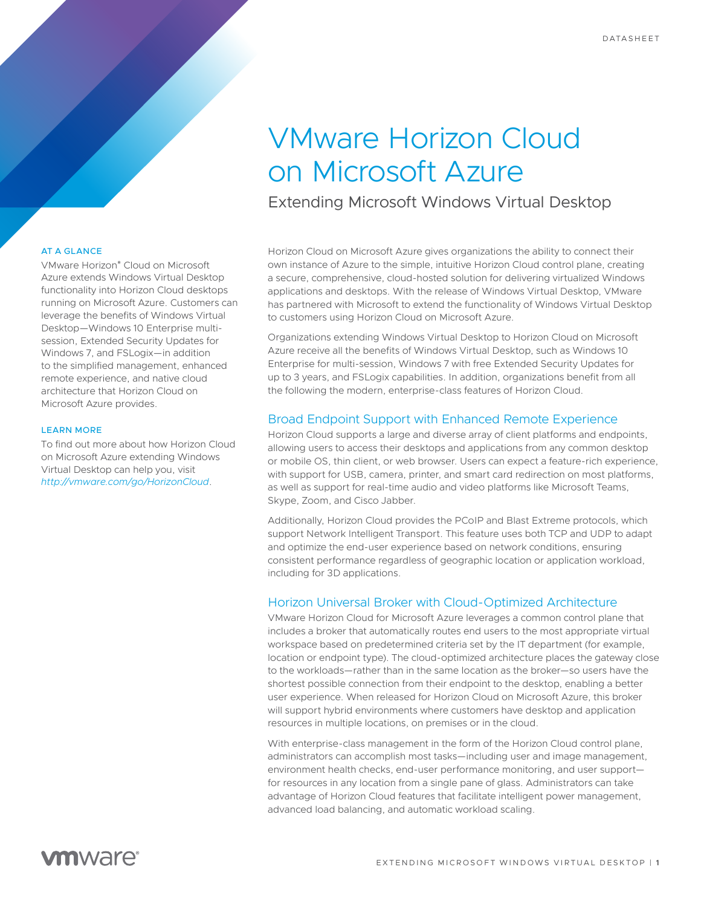DATASHEET

# VMware Horizon Cloud on Microsoft Azure

## Extending Microsoft Windows Virtual Desktop

**AT A GLANCE**

VMware Horizon® Cloud on Microsoft Azure extends Windows Virtual Desktop functionality into Horizon Cloud desktops running on Microsoft Azure. Customers can leverage the benefits of Windows Virtual Desktop—Windows 10 Enterprise multi-session, Extended Security Updates for Windows 7, and FSLogix—in addition to the simplified management, enhanced remote experience, and native cloud architecture that Horizon Cloud on Microsoft Azure provides.

**LEARN MORE**

To find out more about how Horizon Cloud on Microsoft Azure extending Windows Virtual Desktop can help you, visit *http://vmware.com/go/HorizonCloud*.

Horizon Cloud on Microsoft Azure gives organizations the ability to connect their own instance of Azure to the simple, intuitive Horizon Cloud control plane, creating a secure, comprehensive, cloud-hosted solution for delivering virtualized Windows applications and desktops. With the release of Windows Virtual Desktop, VMware has partnered with Microsoft to extend the functionality of Windows Virtual Desktop to customers using Horizon Cloud on Microsoft Azure.

Organizations extending Windows Virtual Desktop to Horizon Cloud on Microsoft Azure receive all the benefits of Windows Virtual Desktop, such as Windows 10 Enterprise for multi-session, Windows 7 with free Extended Security Updates for up to 3 years, and FSLogix capabilities. In addition, organizations benefit from all the following the modern, enterprise-class features of Horizon Cloud.

### Broad Endpoint Support with Enhanced Remote Experience

Horizon Cloud supports a large and diverse array of client platforms and endpoints, allowing users to access their desktops and applications from any common desktop or mobile OS, thin client, or web browser. Users can expect a feature-rich experience, with support for USB, camera, printer, and smart card redirection on most platforms, as well as support for real-time audio and video platforms like Microsoft Teams, Skype, Zoom, and Cisco Jabber.

Additionally, Horizon Cloud provides the PCoIP and Blast Extreme protocols, which support Network Intelligent Transport. This feature uses both TCP and UDP to adapt and optimize the end-user experience based on network conditions, ensuring consistent performance regardless of geographic location or application workload, including for 3D applications.

### Horizon Universal Broker with Cloud-Optimized Architecture

VMware Horizon Cloud for Microsoft Azure leverages a common control plane that includes a broker that automatically routes end users to the most appropriate virtual workspace based on predetermined criteria set by the IT department (for example, location or endpoint type). The cloud-optimized architecture places the gateway close to the workloads—rather than in the same location as the broker—so users have the shortest possible connection from their endpoint to the desktop, enabling a better user experience. When released for Horizon Cloud on Microsoft Azure, this broker will support hybrid environments where customers have desktop and application resources in multiple locations, on premises or in the cloud.

With enterprise-class management in the form of the Horizon Cloud control plane, administrators can accomplish most tasks—including user and image management, environment health checks, end-user performance monitoring, and user support—for resources in any location from a single pane of glass. Administrators can take advantage of Horizon Cloud features that facilitate intelligent power management, advanced load balancing, and automatic workload scaling.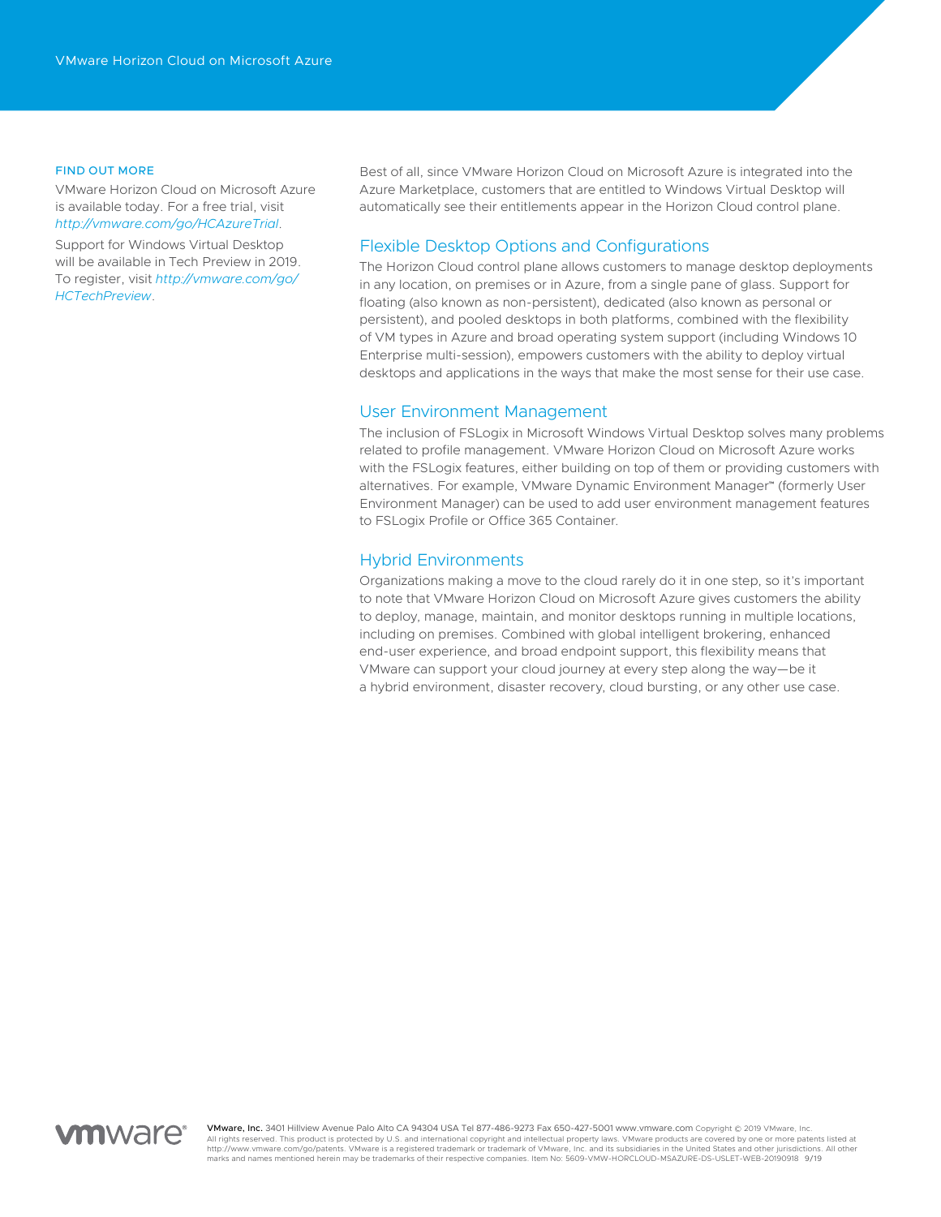## FIND OUT MORE

VMware Horizon Cloud on Microsoft Azure is available today. For a free trial, visit *http://vmware.com/go/HCAzureTrial*.

Support for Windows Virtual Desktop will be available in Tech Preview in 2019. To register, visit *http://vmware.com/go/HCTechPreview*.

Best of all, since VMware Horizon Cloud on Microsoft Azure is integrated into the Azure Marketplace, customers that are entitled to Windows Virtual Desktop will automatically see their entitlements appear in the Horizon Cloud control plane.

## Flexible Desktop Options and Configurations

The Horizon Cloud control plane allows customers to manage desktop deployments in any location, on premises or in Azure, from a single pane of glass. Support for floating (also known as non-persistent), dedicated (also known as personal or persistent), and pooled desktops in both platforms, combined with the flexibility of VM types in Azure and broad operating system support (including Windows 10 Enterprise multi-session), empowers customers with the ability to deploy virtual desktops and applications in the ways that make the most sense for their use case.

## User Environment Management

The inclusion of FSLogix in Microsoft Windows Virtual Desktop solves many problems related to profile management. VMware Horizon Cloud on Microsoft Azure works with the FSLogix features, either building on top of them or providing customers with alternatives. For example, VMware Dynamic Environment Manager™ (formerly User Environment Manager) can be used to add user environment management features to FSLogix Profile or Office 365 Container.

## Hybrid Environments

Organizations making a move to the cloud rarely do it in one step, so it's important to note that VMware Horizon Cloud on Microsoft Azure gives customers the ability to deploy, manage, maintain, and monitor desktops running in multiple locations, including on premises. Combined with global intelligent brokering, enhanced end-user experience, and broad endpoint support, this flexibility means that VMware can support your cloud journey at every step along the way—be it a hybrid environment, disaster recovery, cloud bursting, or any other use case.

**VMware, Inc.** 3401 Hillview Avenue Palo Alto CA 94304 USA Tel 877-486-9273 Fax 650-427-5001 www.vmware.com Copyright © 2019 VMware, Inc. All rights reserved. This product is protected by U.S. and international copyright and intellectual property laws. VMware products are covered by one or more patents listed at http://www.vmware.com/go/patents. VMware is a registered trademark or trademark of VMware, Inc. and its subsidiaries in the United States and other jurisdictions. All other marks and names mentioned herein may be trademarks of their respective companies. Item No: 5609-VMW-HORCLOUD-MSAZURE-DS-USLET-WEB-20190918 9/19